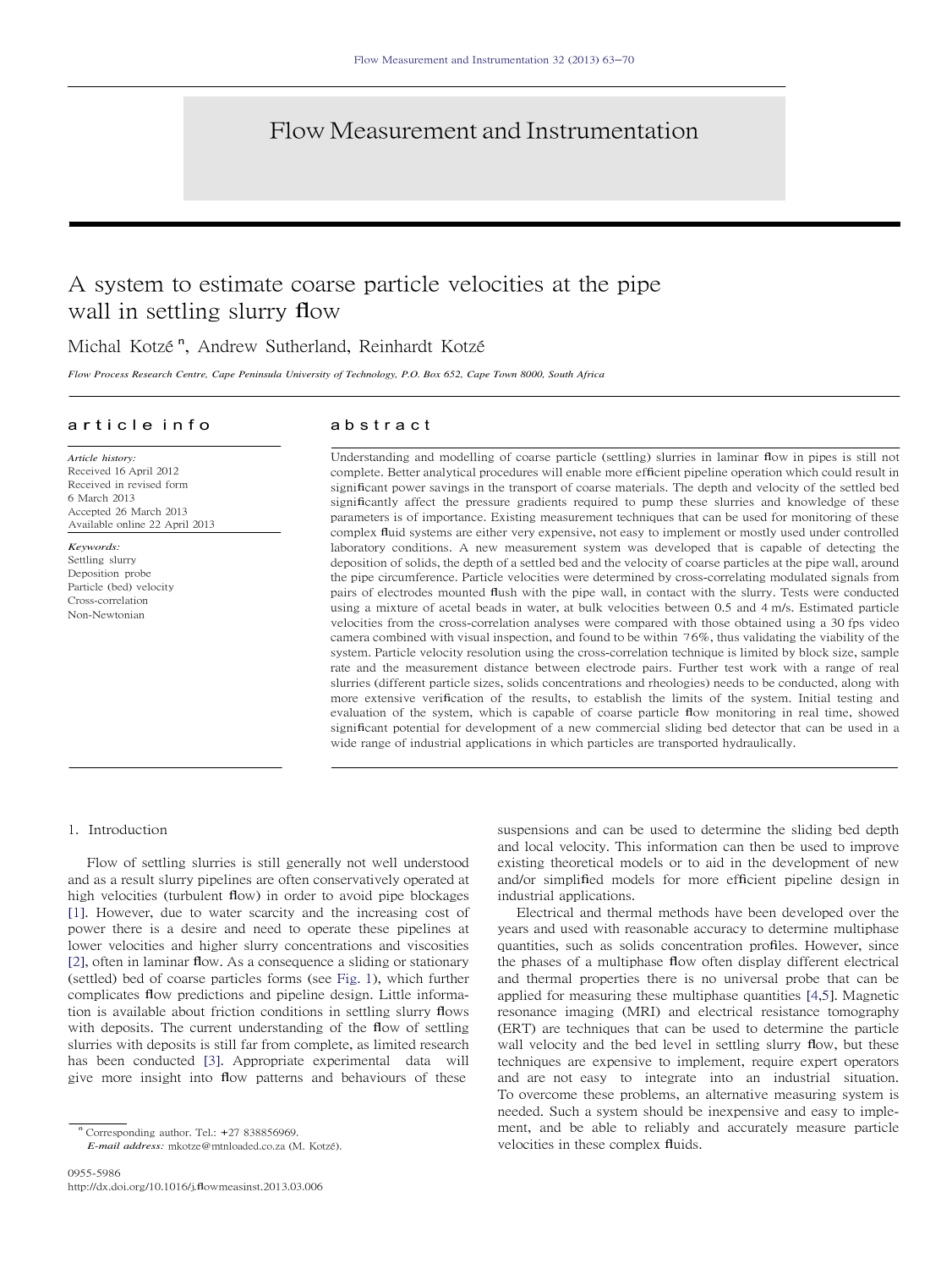# A system to estimate coarse particle velocities at the pipe wall in settling slurry flow

Michal Kotzé [n], Andrew Sutherland, Reinhardt Kotzé

*Flow Process Research Centre, Cape Peninsula University of Technology, P.O. Box 652, Cape Town 8000, South Africa*

## article info

*Article history:*
Received 16 April 2012
Received in revised form
6 March 2013
Accepted 26 March 2013
Available online 22 April 2013

*Keywords:*
Settling slurry
Deposition probe
Particle (bed) velocity
Cross-correlation
Non-Newtonian

## abstract

Understanding and modelling of coarse particle (settling) slurries in laminar flow in pipes is still not complete. Better analytical procedures will enable more efficient pipeline operation which could result in significant power savings in the transport of coarse materials. The depth and velocity of the settled bed significantly affect the pressure gradients required to pump these slurries and knowledge of these parameters is of importance. Existing measurement techniques that can be used for monitoring of these complex fluid systems are either very expensive, not easy to implement or mostly used under controlled laboratory conditions. A new measurement system was developed that is capable of detecting the deposition of solids, the depth of a settled bed and the velocity of coarse particles at the pipe wall, around the pipe circumference. Particle velocities were determined by cross-correlating modulated signals from pairs of electrodes mounted flush with the pipe wall, in contact with the slurry. Tests were conducted using a mixture of acetal beads in water, at bulk velocities between 0.5 and 4 m/s. Estimated particle velocities from the cross-correlation analyses were compared with those obtained using a 30 fps video camera combined with visual inspection, and found to be within ∓6%, thus validating the viability of the system. Particle velocity resolution using the cross-correlation technique is limited by block size, sample rate and the measurement distance between electrode pairs. Further test work with a range of real slurries (different particle sizes, solids concentrations and rheologies) needs to be conducted, along with more extensive verification of the results, to establish the limits of the system. Initial testing and evaluation of the system, which is capable of coarse particle flow monitoring in real time, showed significant potential for development of a new commercial sliding bed detector that can be used in a wide range of industrial applications in which particles are transported hydraulically.

## 1. Introduction

Flow of settling slurries is still generally not well understood and as a result slurry pipelines are often conservatively operated at high velocities (turbulent flow) in order to avoid pipe blockages [1]. However, due to water scarcity and the increasing cost of power there is a desire and need to operate these pipelines at lower velocities and higher slurry concentrations and viscosities [2], often in laminar flow. As a consequence a sliding or stationary (settled) bed of coarse particles forms (see Fig. 1), which further complicates flow predictions and pipeline design. Little information is available about friction conditions in settling slurry flows with deposits. The current understanding of the flow of settling slurries with deposits is still far from complete, as limited research has been conducted [3]. Appropriate experimental data will give more insight into flow patterns and behaviours of these suspensions and can be used to determine the sliding bed depth and local velocity. This information can then be used to improve existing theoretical models or to aid in the development of new and/or simplified models for more efficient pipeline design in industrial applications.

Electrical and thermal methods have been developed over the years and used with reasonable accuracy to determine multiphase quantities, such as solids concentration profiles. However, since the phases of a multiphase flow often display different electrical and thermal properties there is no universal probe that can be applied for measuring these multiphase quantities [4,5]. Magnetic resonance imaging (MRI) and electrical resistance tomography (ERT) are techniques that can be used to determine the particle wall velocity and the bed level in settling slurry flow, but these techniques are expensive to implement, require expert operators and are not easy to integrate into an industrial situation. To overcome these problems, an alternative measuring system is needed. Such a system should be inexpensive and easy to implement, and be able to reliably and accurately measure particle velocities in these complex fluids.

[n] Corresponding author. Tel.: +27 838856969.
*E-mail address:* mkotze@mtnloaded.co.za (M. Kotzé).

0955-5986
http://dx.doi.org/10.1016/j.flowmeasinst.2013.03.006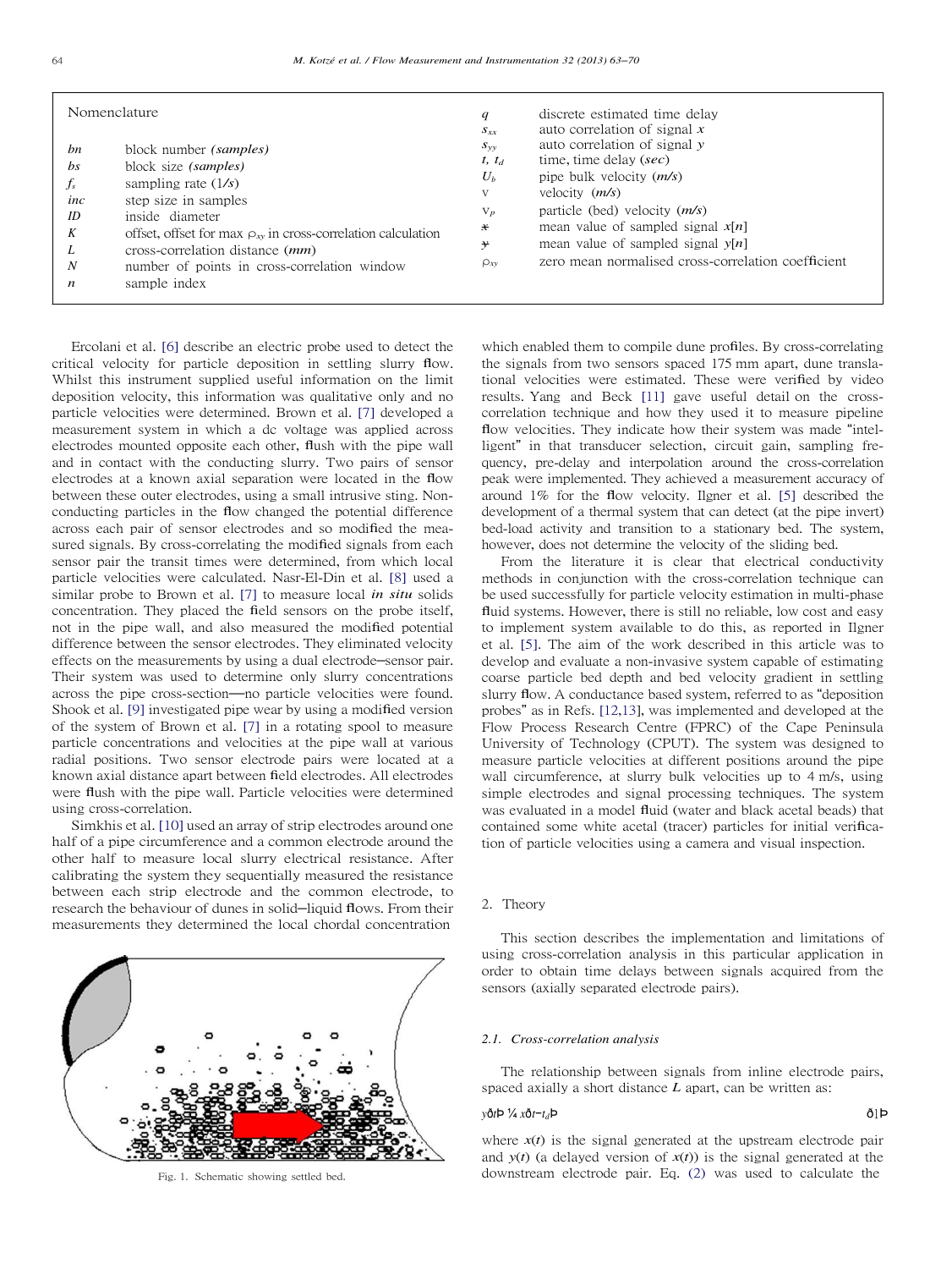## Nomenclature

| | | | |
|---|---|---|---|
| $bn$ | block number *(samples)* | $q$ | discrete estimated time delay |
| $bs$ | block size *(samples)* | $s_{xx}$ | auto correlation of signal $x$ |
| $f_s$ | sampling rate (1/s) | $s_{yy}$ | auto correlation of signal $y$ |
| $inc$ | step size in samples | $t$, $t_d$ | time, time delay (*sec*) |
| $ID$ | inside diameter | $U_b$ | pipe bulk velocity (*m/s*) |
| $K$ | offset, offset for max $\rho_{xy}$ in cross-correlation calculation | V | velocity (*m/s*) |
| $L$ | cross-correlation distance (*mm*) | $V_p$ | particle (bed) velocity (*m/s*) |
| $N$ | number of points in cross-correlation window | $\bar{x}$ | mean value of sampled signal $x[n]$ |
| $n$ | sample index | $\bar{y}$ | mean value of sampled signal $y[n]$ |
| | | $\rho_{xy}$ | zero mean normalised cross-correlation coefficient |

Ercolani et al. [6] describe an electric probe used to detect the critical velocity for particle deposition in settling slurry flow. Whilst this instrument supplied useful information on the limit deposition velocity, this information was qualitative only and no particle velocities were determined. Brown et al. [7] developed a measurement system in which a dc voltage was applied across electrodes mounted opposite each other, flush with the pipe wall and in contact with the conducting slurry. Two pairs of sensor electrodes at a known axial separation were located in the flow between these outer electrodes, using a small intrusive sting. Non-conducting particles in the flow changed the potential difference across each pair of sensor electrodes and so modified the measured signals. By cross-correlating the modified signals from each sensor pair the transit times were determined, from which local particle velocities were calculated. Nasr-El-Din et al. [8] used a similar probe to Brown et al. [7] to measure local *in situ* solids concentration. They placed the field sensors on the probe itself, not in the pipe wall, and also measured the modified potential difference between the sensor electrodes. They eliminated velocity effects on the measurements by using a dual electrode–sensor pair. Their system was used to determine only slurry concentrations across the pipe cross-section—no particle velocities were found. Shook et al. [9] investigated pipe wear by using a modified version of the system of Brown et al. [7] in a rotating spool to measure particle concentrations and velocities at the pipe wall at various radial positions. Two sensor electrode pairs were located at a known axial distance apart between field electrodes. All electrodes were flush with the pipe wall. Particle velocities were determined using cross-correlation.

Simkhis et al. [10] used an array of strip electrodes around one half of a pipe circumference and a common electrode around the other half to measure local slurry electrical resistance. After calibrating the system they sequentially measured the resistance between each strip electrode and the common electrode, to research the behaviour of dunes in solid–liquid flows. From their measurements they determined the local chordal concentration which enabled them to compile dune profiles. By cross-correlating the signals from two sensors spaced 175 mm apart, dune translational velocities were estimated. These were verified by video results. Yang and Beck [11] gave useful detail on the cross-correlation technique and how they used it to measure pipeline flow velocities. They indicate how their system was made "intelligent" in that transducer selection, circuit gain, sampling frequency, pre-delay and interpolation around the cross-correlation peak were implemented. They achieved a measurement accuracy of around 1% for the flow velocity. Ilgner et al. [5] described the development of a thermal system that can detect (at the pipe invert) bed-load activity and transition to a stationary bed. The system, however, does not determine the velocity of the sliding bed.

Fig. 1. Schematic showing settled bed.

From the literature it is clear that electrical conductivity methods in conjunction with the cross-correlation technique can be used successfully for particle velocity estimation in multi-phase fluid systems. However, there is still no reliable, low cost and easy to implement system available to do this, as reported in Ilgner et al. [5]. The aim of the work described in this article was to develop and evaluate a non-invasive system capable of estimating coarse particle bed depth and bed velocity gradient in settling slurry flow. A conductance based system, referred to as "deposition probes" as in Refs. [12,13], was implemented and developed at the Flow Process Research Centre (FPRC) of the Cape Peninsula University of Technology (CPUT). The system was designed to measure particle velocities at different positions around the pipe wall circumference, at slurry bulk velocities up to 4 m/s, using simple electrodes and signal processing techniques. The system was evaluated in a model fluid (water and black acetal beads) that contained some white acetal (tracer) particles for initial verification of particle velocities using a camera and visual inspection.

## 2. Theory

This section describes the implementation and limitations of using cross-correlation analysis in this particular application in order to obtain time delays between signals acquired from the sensors (axially separated electrode pairs).

### 2.1. Cross-correlation analysis

The relationship between signals from inline electrode pairs, spaced axially a short distance $L$ apart, can be written as:

$$y(t) = x(t - t_d) \tag{1}$$

where $x(t)$ is the signal generated at the upstream electrode pair and $y(t)$ (a delayed version of $x(t)$) is the signal generated at the downstream electrode pair. Eq. (2) was used to calculate the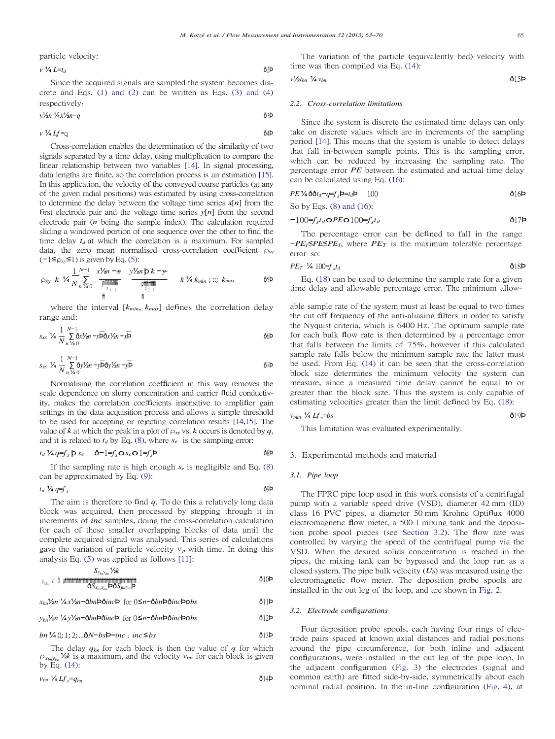particle velocity:

$$v = L/t_d \tag{2}$$

Since the acquired signals are sampled the system becomes discrete and Eqs. (1) and (2) can be written as Eqs. (3) and (4) respectively:

$$y[n] = x[n-q] \tag{3}$$

$$v = Lf_s/q \tag{4}$$

Cross-correlation enables the determination of the similarity of two signals separated by a time delay, using multiplication to compare the linear relationship between two variables [14]. In signal processing, data lengths are finite, so the correlation process is an estimation [15]. In this application, the velocity of the conveyed coarse particles (at any of the given radial positions) was estimated by using cross-correlation to determine the delay between the voltage time series $x[n]$ from the first electrode pair and the voltage time series $y[n]$ from the second electrode pair ($n$ being the sample index). The calculation required sliding a windowed portion of one sequence over the other to find the time delay $t_d$ at which the correlation is a maximum. For sampled data, the zero mean normalised cross-correlation coefficient $\rho_{xy}$ $(-1 \le \rho_{xy} \le 1)$ is given by Eq. (5):

$$\rho_{xy}[k] = \frac{1}{N}\sum_{n=0}^{N-1} \frac{x[n]-\bar{x}}{\sqrt{s_{xx}}} \cdot \frac{y[n+k]-\bar{y}}{\sqrt{s_{yy}}} \quad k = k_{min}, \ldots, k_{max} \tag{5}$$

where the interval $[k_{min}, k_{max}]$ defines the correlation delay range and:

$$s_{xx} = \frac{1}{N}\sum_{n=0}^{N-1}(x[n]-\bar{x})(x[n]-\bar{x}) \tag{6}$$

$$s_{yy} = \frac{1}{N}\sum_{n=0}^{N-1}(y[n]-\bar{y})(y[n]-\bar{y}) \tag{7}$$

Normalising the correlation coefficient in this way removes the scale dependence on slurry concentration and carrier fluid conductivity, makes the correlation coefficients insensitive to amplifier gain settings in the data acquisition process and allows a simple threshold to be used for accepting or rejecting correlation results [14,15]. The value of $k$ at which the peak in a plot of $\rho_{xy}$ vs. $k$ occurs is denoted by $q$, and it is related to $t_d$ by Eq. (8), where $s_e$ is the sampling error:

$$t_d = q/f_s + s_e \quad (-1/f_s < s_e < 1/f_s) \tag{8}$$

If the sampling rate is high enough $s_e$ is negligible and Eq. (8) can be approximated by Eq. (9):

$$t_d = q/f_s \tag{9}$$

The aim is therefore to find $q$. To do this a relatively long data block was acquired, then processed by stepping through it in increments of $inc$ samples, doing the cross-correlation calculation for each of these smaller overlapping blocks of data until the complete acquired signal was analysed. This series of calculations gave the variation of particle velocity $v_p$ with time. In doing this analysis Eq. (5) was applied as follows [11]:

$$\rho_{x_{bn}y_{bn}}[k] = \frac{S_{x_{bn}y_{bn}}[k]}{\sqrt{(S_{x_{bn}x_{bn}})(S_{y_{bn}y_{bn}})}} \tag{10}$$

$$x_{bn}[n] = x[n-(bn)(inc)] \text{ for } 0 \le n-(bn)(inc) < bs \tag{11}$$

$$y_{bn}[n] = y[n-(bn)(inc)] \text{ for } 0 \le n-(bn)(inc) < bs \tag{12}$$

$$bn = 0, 1, 2, \ldots (N-bs)/inc\,;\; inc \le bs \tag{13}$$

The delay $q_{bn}$ for each block is then the value of $q$ for which $\rho_{x_{bn}y_{bn}}[k]$ is a maximum, and the velocity $v_{bn}$ for each block is given by Eq. (14):

$$v_{bn} = Lf_s/q_{bn} \tag{14}$$

The variation of the particle (equivalently bed) velocity with time was then compiled via Eq. (14):

$$v[t_{bn}] = v_{bn} \tag{15}$$

### 2.2. Cross-correlation limitations

Since the system is discrete the estimated time delays can only take on discrete values which are in increments of the sampling period [14]. This means that the system is unable to detect delays that fall in-between sample points. This is the sampling error, which can be reduced by increasing the sampling rate. The percentage error $PE$ between the estimated and actual time delay can be calculated using Eq. (16):

$$PE = ((t_d - q/f_s)/t_d) \times 100 \tag{16}$$

So by Eqs. (8) and (16):

$$-100/f_st_d < PE < 100/f_st_d \tag{17}$$

The percentage error can be defined to fall in the range $-PE_T \le PE \le PE_T$, where $PE_T$ is the maximum tolerable percentage error so:

$$PE_T = 100/f_st_d \tag{18}$$

Eq. (18) can be used to determine the sample rate for a given time delay and allowable percentage error. The minimum allowable sample rate of the system must at least be equal to two times the cut off frequency of the anti-aliasing filters in order to satisfy the Nyquist criteria, which is 6400 Hz. The optimum sample rate for each bulk flow rate is then determined by a percentage error that falls between the limits of ±5%, however if this calculated sample rate falls below the minimum sample rate the latter must be used. From Eq. (14) it can be seen that the cross-correlation block size determines the minimum velocity the system can measure, since a measured time delay cannot be equal to or greater than the block size. Thus the system is only capable of estimating velocities greater than the limit defined by Eq. (18):

$$v_{min} = Lf_s/bs \tag{19}$$

This limitation was evaluated experimentally.

## 3. Experimental methods and material

### 3.1. Pipe loop

The FPRC pipe loop used in this work consists of a centrifugal pump with a variable speed drive (VSD), diameter 42 mm (ID) class 16 PVC pipes, a diameter 50 mm Krohne Optiflux 4000 electromagnetic flow meter, a 500 l mixing tank and the deposition probe spool pieces (see Section 3.2). The flow rate was controlled by varying the speed of the centrifugal pump via the VSD. When the desired solids concentration is reached in the pipes, the mixing tank can be bypassed and the loop run as a closed system. The pipe bulk velocity ($U_b$) was measured using the electromagnetic flow meter. The deposition probe spools are installed in the out leg of the loop, and are shown in Fig. 2.

### 3.2. Electrode configurations

Four deposition probe spools, each having four rings of electrode pairs spaced at known axial distances and radial positions around the pipe circumference, for both inline and adjacent configurations, were installed in the out leg of the pipe loop. In the adjacent configuration (Fig. 3) the electrodes (signal and common earth) are fitted side-by-side, symmetrically about each nominal radial position. In the in-line configuration (Fig. 4), at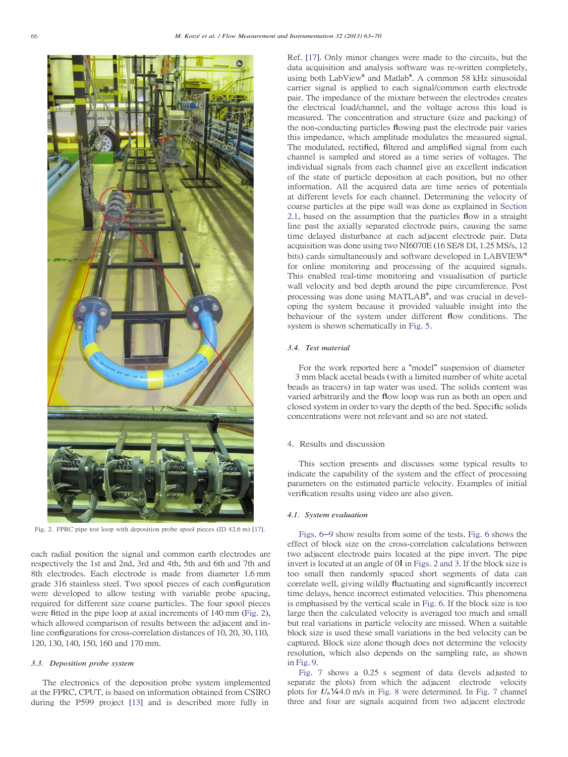Fig. 2. FPRC pipe test loop with deposition probe spool pieces (ID 42.6 m) [17].

each radial position the signal and common earth electrodes are respectively the 1st and 2nd, 3rd and 4th, 5th and 6th and 7th and 8th electrodes. Each electrode is made from diameter 1.6 mm grade 316 stainless steel. Two spool pieces of each configuration were developed to allow testing with variable probe spacing, required for different size coarse particles. The four spool pieces were fitted in the pipe loop at axial increments of 140 mm (Fig. 2), which allowed comparison of results between the adjacent and in-line configurations for cross-correlation distances of 10, 20, 30, 110, 120, 130, 140, 150, 160 and 170 mm.

### 3.3. Deposition probe system

The electronics of the deposition probe system implemented at the FPRC, CPUT, is based on information obtained from CSIRO during the P599 project [13] and is described more fully in Ref. [17]. Only minor changes were made to the circuits, but the data acquisition and analysis software was re-written completely, using both LabView® and Matlab®. A common 58 kHz sinusoidal carrier signal is applied to each signal/common earth electrode pair. The impedance of the mixture between the electrodes creates the electrical load/channel, and the voltage across this load is measured. The concentration and structure (size and packing) of the non-conducting particles flowing past the electrode pair varies this impedance, which amplitude modulates the measured signal. The modulated, rectified, filtered and amplified signal from each channel is sampled and stored as a time series of voltages. The individual signals from each channel give an excellent indication of the state of particle deposition at each position, but no other information. All the acquired data are time series of potentials at different levels for each channel. Determining the velocity of coarse particles at the pipe wall was done as explained in Section 2.1, based on the assumption that the particles flow in a straight line past the axially separated electrode pairs, causing the same time delayed disturbance at each adjacent electrode pair. Data acquisition was done using two NI6070E (16 SE/8 DI, 1.25 MS/s, 12 bits) cards simultaneously and software developed in LABVIEW® for online monitoring and processing of the acquired signals. This enabled real-time monitoring and visualisation of particle wall velocity and bed depth around the pipe circumference. Post processing was done using MATLAB®, and was crucial in developing the system because it provided valuable insight into the behaviour of the system under different flow conditions. The system is shown schematically in Fig. 5.

### 3.4. Test material

For the work reported here a "model" suspension of diameter 3 mm black acetal beads (with a limited number of white acetal beads as tracers) in tap water was used. The solids content was varied arbitrarily and the flow loop was run as both an open and closed system in order to vary the depth of the bed. Specific solids concentrations were not relevant and so are not stated.

## 4. Results and discussion

This section presents and discusses some typical results to indicate the capability of the system and the effect of processing parameters on the estimated particle velocity. Examples of initial verification results using video are also given.

### 4.1. System evaluation

Figs. 6–9 show results from some of the tests. Fig. 6 shows the effect of block size on the cross-correlation calculations between two adjacent electrode pairs located at the pipe invert. The pipe invert is located at an angle of 0° in Figs. 2 and 3. If the block size is too small then randomly spaced short segments of data can correlate well, giving wildly fluctuating and significantly incorrect time delays, hence incorrect estimated velocities. This phenomena is emphasised by the vertical scale in Fig. 6. If the block size is too large then the calculated velocity is averaged too much and small but real variations in particle velocity are missed. When a suitable block size is used these small variations in the bed velocity can be captured. Block size alone though does not determine the velocity resolution, which also depends on the sampling rate, as shown in Fig. 9.

Fig. 7 shows a 0.25 s segment of data (levels adjusted to separate the plots) from which the adjacent electrode velocity plots for $U_b = 4.0$ m/s in Fig. 8 were determined. In Fig. 7 channel three and four are signals acquired from two adjacent electrode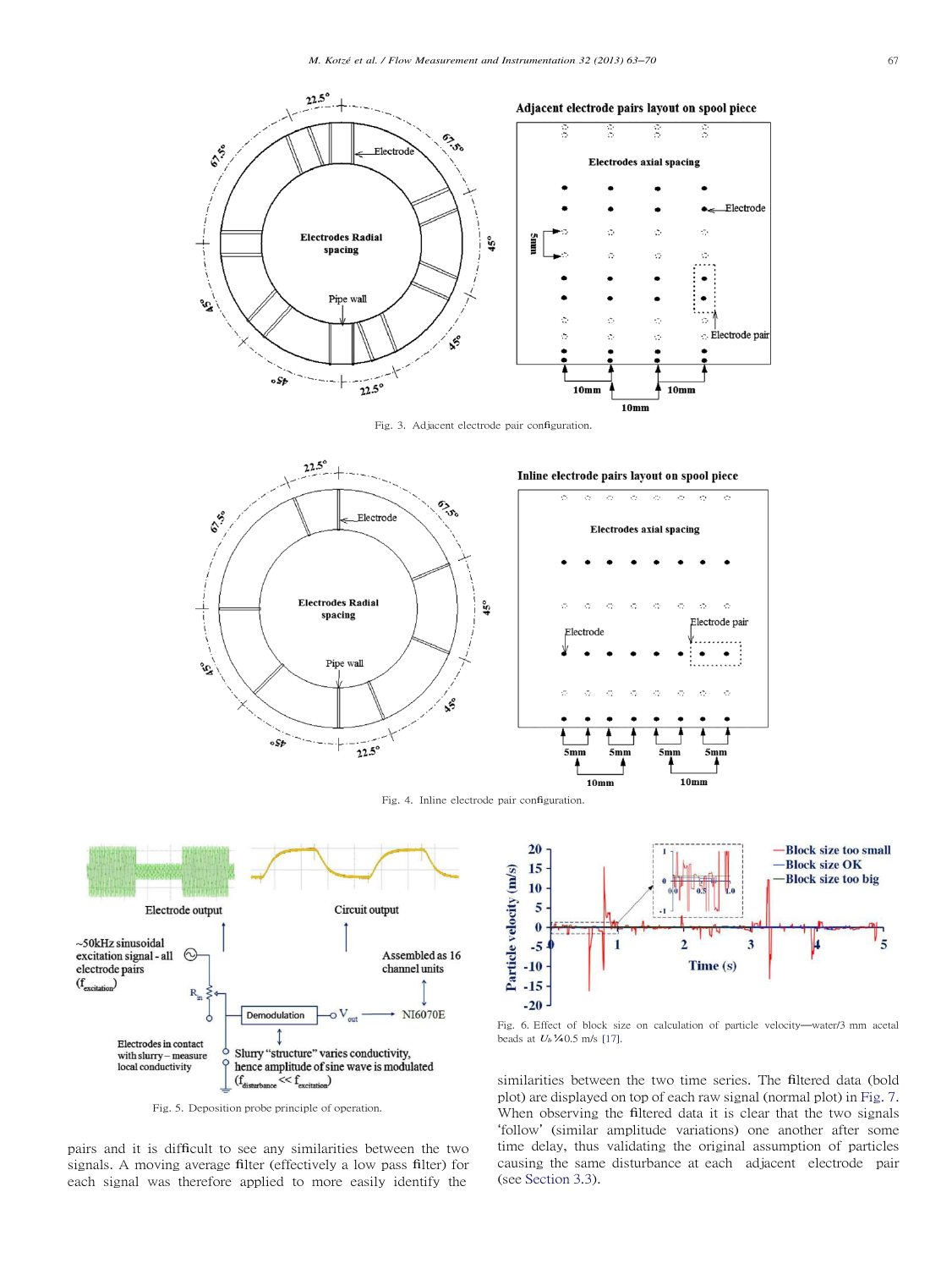Fig. 3. Adjacent electrode pair configuration.

Fig. 4. Inline electrode pair configuration.

Fig. 5. Deposition probe principle of operation.

Fig. 6. Effect of block size on calculation of particle velocity—water/3 mm acetal beads at $U_b$¼0.5 m/s [17].

pairs and it is difficult to see any similarities between the two signals. A moving average filter (effectively a low pass filter) for each signal was therefore applied to more easily identify the similarities between the two time series. The filtered data (bold plot) are displayed on top of each raw signal (normal plot) in Fig. 7. When observing the filtered data it is clear that the two signals 'follow' (similar amplitude variations) one another after some time delay, thus validating the original assumption of particles causing the same disturbance at each adjacent electrode pair (see Section 3.3).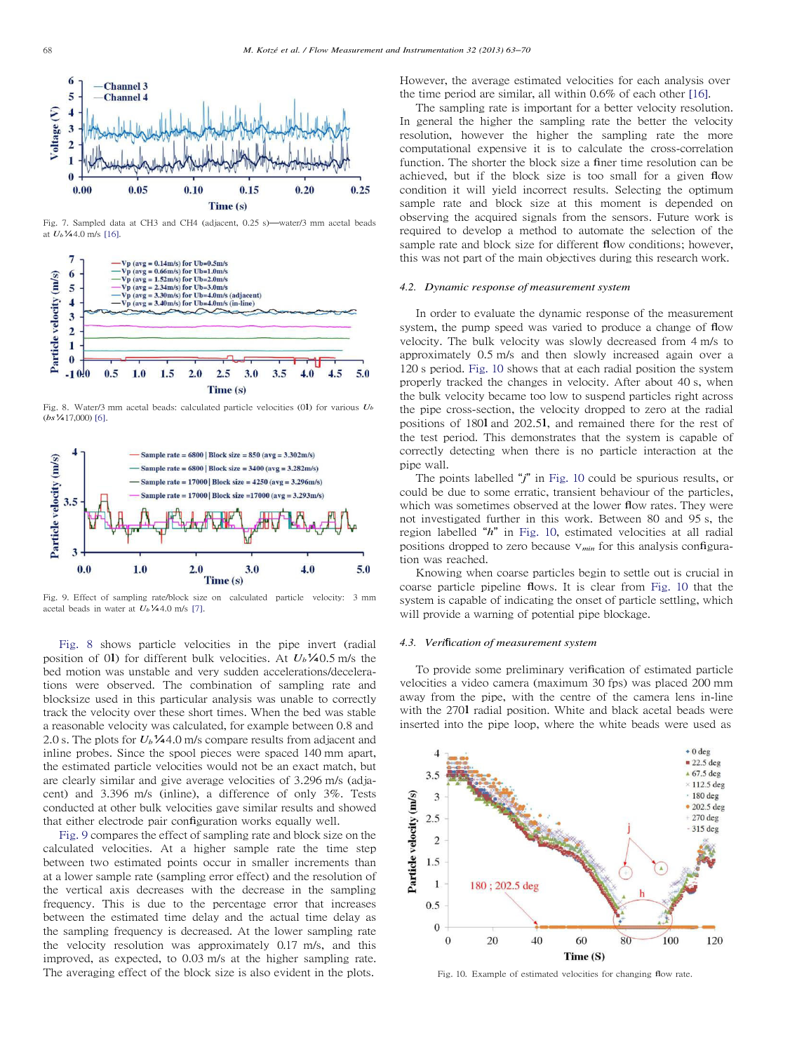Fig. 7. Sampled data at CH3 and CH4 (adjacent, 0.25 s)—water/3 mm acetal beads at $U_b$ = 4.0 m/s [16].

Fig. 8. Water/3 mm acetal beads: calculated particle velocities (0l) for various $U_b$ (bs = 17,000) [6].

Fig. 9. Effect of sampling rate/block size on calculated particle velocity: 3 mm acetal beads in water at $U_b$ = 4.0 m/s [7].

Fig. 8 shows particle velocities in the pipe invert (radial position of 0l) for different bulk velocities. At $U_b$ = 0.5 m/s the bed motion was unstable and very sudden accelerations/decelerations were observed. The combination of sampling rate and blocksize used in this particular analysis was unable to correctly track the velocity over these short times. When the bed was stable a reasonable velocity was calculated, for example between 0.8 and 2.0 s. The plots for $U_b$ = 4.0 m/s compare results from adjacent and inline probes. Since the spool pieces were spaced 140 mm apart, the estimated particle velocities would not be an exact match, but are clearly similar and give average velocities of 3.296 m/s (adjacent) and 3.396 m/s (inline), a difference of only 3%. Tests conducted at other bulk velocities gave similar results and showed that either electrode pair configuration works equally well.

Fig. 9 compares the effect of sampling rate and block size on the calculated velocities. At a higher sample rate the time step between two estimated points occur in smaller increments than at a lower sample rate (sampling error effect) and the resolution of the vertical axis decreases with the decrease in the sampling frequency. This is due to the percentage error that increases between the estimated time delay and the actual time delay as the sampling frequency is decreased. At the lower sampling rate the velocity resolution was approximately 0.17 m/s, and this improved, as expected, to 0.03 m/s at the higher sampling rate. The averaging effect of the block size is also evident in the plots. However, the average estimated velocities for each analysis over the time period are similar, all within 0.6% of each other [16].

The sampling rate is important for a better velocity resolution. In general the higher the sampling rate the better the velocity resolution, however the higher the sampling rate the more computational expensive it is to calculate the cross-correlation function. The shorter the block size a finer time resolution can be achieved, but if the block size is too small for a given flow condition it will yield incorrect results. Selecting the optimum sample rate and block size at this moment is depended on observing the acquired signals from the sensors. Future work is required to develop a method to automate the selection of the sample rate and block size for different flow conditions; however, this was not part of the main objectives during this research work.

### 4.2. Dynamic response of measurement system

In order to evaluate the dynamic response of the measurement system, the pump speed was varied to produce a change of flow velocity. The bulk velocity was slowly decreased from 4 m/s to approximately 0.5 m/s and then slowly increased again over a 120 s period. Fig. 10 shows that at each radial position the system properly tracked the changes in velocity. After about 40 s, when the bulk velocity became too low to suspend particles right across the pipe cross-section, the velocity dropped to zero at the radial positions of 180l and 202.5l, and remained there for the rest of the test period. This demonstrates that the system is capable of correctly detecting when there is no particle interaction at the pipe wall.

The points labelled "*j*" in Fig. 10 could be spurious results, or could be due to some erratic, transient behaviour of the particles, which was sometimes observed at the lower flow rates. They were not investigated further in this work. Between 80 and 95 s, the region labelled "*h*" in Fig. 10, estimated velocities at all radial positions dropped to zero because $v_{min}$ for this analysis configuration was reached.

Knowing when coarse particles begin to settle out is crucial in coarse particle pipeline flows. It is clear from Fig. 10 that the system is capable of indicating the onset of particle settling, which will provide a warning of potential pipe blockage.

### 4.3. Verification of measurement system

To provide some preliminary verification of estimated particle velocities a video camera (maximum 30 fps) was placed 200 mm away from the pipe, with the centre of the camera lens in-line with the 270l radial position. White and black acetal beads were inserted into the pipe loop, where the white beads were used as

Fig. 10. Example of estimated velocities for changing flow rate.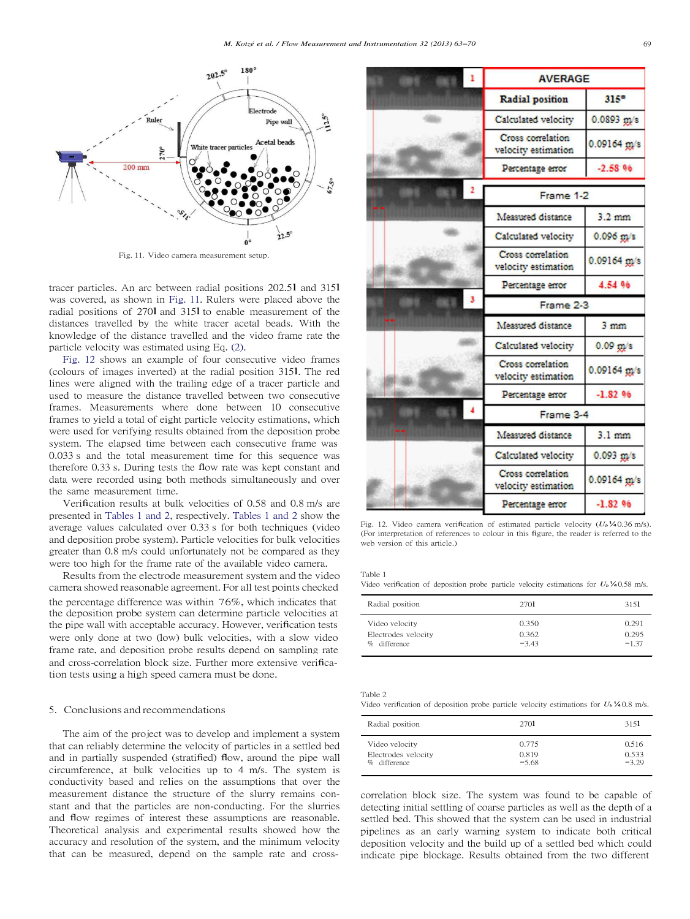Fig. 11. Video camera measurement setup.

tracer particles. An arc between radial positions 202.5° and 315° was covered, as shown in Fig. 11. Rulers were placed above the radial positions of 270° and 315° to enable measurement of the distances travelled by the white tracer acetal beads. With the knowledge of the distance travelled and the video frame rate the particle velocity was estimated using Eq. (2).

Fig. 12 shows an example of four consecutive video frames (colours of images inverted) at the radial position 315°. The red lines were aligned with the trailing edge of a tracer particle and used to measure the distance travelled between two consecutive frames. Measurements where done between 10 consecutive frames to yield a total of eight particle velocity estimations, which were used for verifying results obtained from the deposition probe system. The elapsed time between each consecutive frame was 0.033 s and the total measurement time for this sequence was therefore 0.33 s. During tests the flow rate was kept constant and data were recorded using both methods simultaneously and over the same measurement time.

Verification results at bulk velocities of 0.58 and 0.8 m/s are presented in Tables 1 and 2, respectively. Tables 1 and 2 show the average values calculated over 0.33 s for both techniques (video and deposition probe system). Particle velocities for bulk velocities greater than 0.8 m/s could unfortunately not be compared as they were too high for the frame rate of the available video camera.

Results from the electrode measurement system and the video camera showed reasonable agreement. For all test points checked the percentage difference was within ±6%, which indicates that the deposition probe system can determine particle velocities at the pipe wall with acceptable accuracy. However, verification tests were only done at two (low) bulk velocities, with a slow video frame rate, and deposition probe results depend on sampling rate and cross-correlation block size. Further more extensive verification tests using a high speed camera must be done.

| AVERAGE | |
|---|---|
| Radial position | 315° |
| Calculated velocity | 0.0893 m/s |
| Cross correlation velocity estimation | 0.09164 m/s |
| Percentage error | -2.58 % |

| Frame 1-2 | |
|---|---|
| Measured distance | 3.2 mm |
| Calculated velocity | 0.096 m/s |
| Cross correlation velocity estimation | 0.09164 m/s |
| Percentage error | 4.54 % |

| Frame 2-3 | |
|---|---|
| Measured distance | 3 mm |
| Calculated velocity | 0.09 m/s |
| Cross correlation velocity estimation | 0.09164 m/s |
| Percentage error | -1.82 % |

| Frame 3-4 | |
|---|---|
| Measured distance | 3.1 mm |
| Calculated velocity | 0.093 m/s |
| Cross correlation velocity estimation | 0.09164 m/s |
| Percentage error | -1.82 % |

Fig. 12. Video camera verification of estimated particle velocity ($U_b$=0.36 m/s). (For interpretation of references to colour in this figure, the reader is referred to the web version of this article.)

Table 1
Video verification of deposition probe particle velocity estimations for $U_b$=0.58 m/s.

| Radial position | 270° | 315° |
|---|---|---|
| Video velocity | 0.350 | 0.291 |
| Electrodes velocity | 0.362 | 0.295 |
| % difference | −3.43 | −1.37 |

Table 2
Video verification of deposition probe particle velocity estimations for $U_b$=0.8 m/s.

| Radial position | 270° | 315° |
|---|---|---|
| Video velocity | 0.775 | 0.516 |
| Electrodes velocity | 0.819 | 0.533 |
| % difference | −5.68 | −3.29 |

## 5. Conclusions and recommendations

The aim of the project was to develop and implement a system that can reliably determine the velocity of particles in a settled bed and in partially suspended (stratified) flow, around the pipe wall circumference, at bulk velocities up to 4 m/s. The system is conductivity based and relies on the assumptions that over the measurement distance the structure of the slurry remains constant and that the particles are non-conducting. For the slurries and flow regimes of interest these assumptions are reasonable. Theoretical analysis and experimental results showed how the accuracy and resolution of the system, and the minimum velocity that can be measured, depend on the sample rate and cross-correlation block size. The system was found to be capable of detecting initial settling of coarse particles as well as the depth of a settled bed. This showed that the system can be used in industrial pipelines as an early warning system to indicate both critical deposition velocity and the build up of a settled bed which could indicate pipe blockage. Results obtained from the two different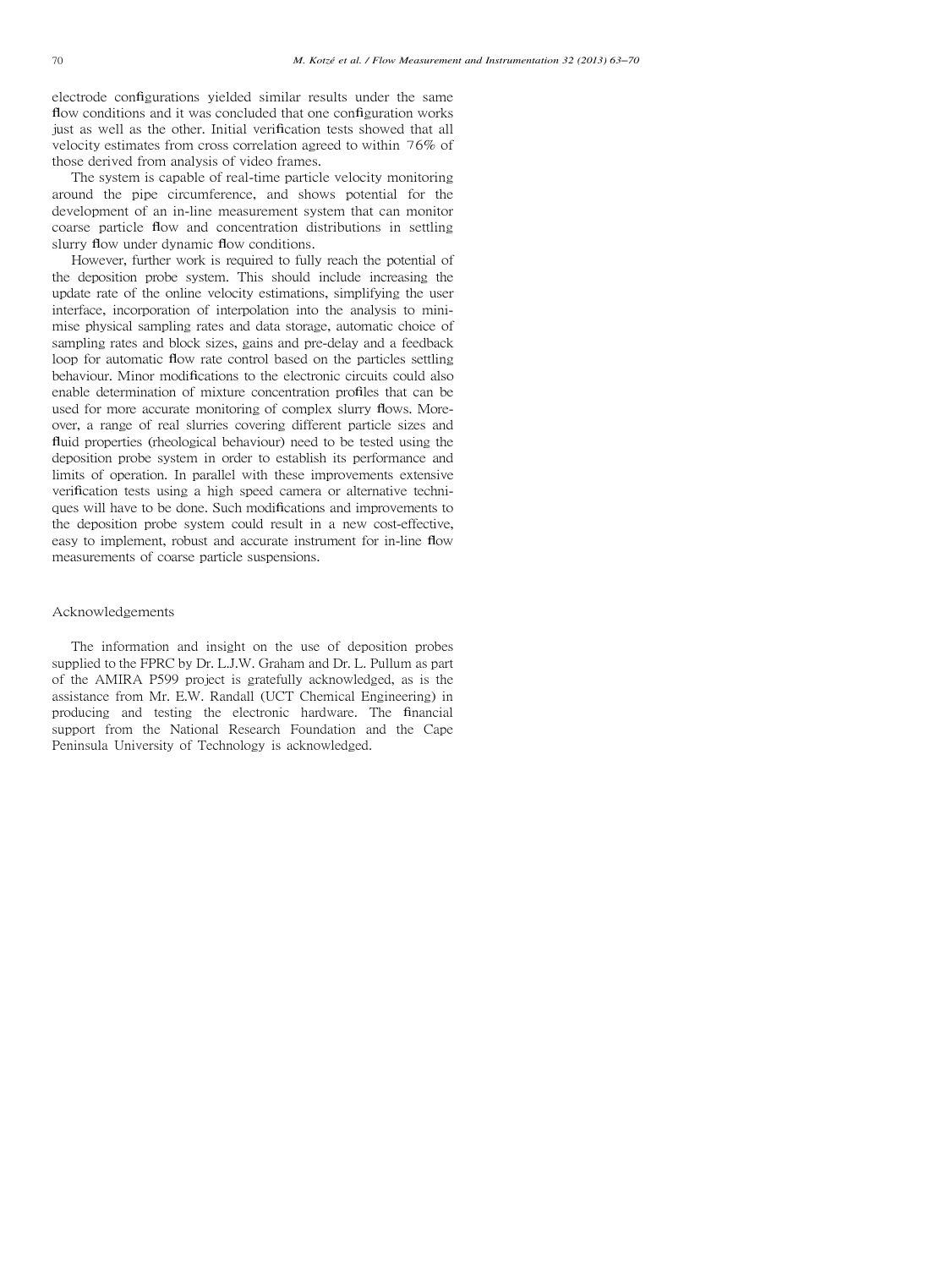electrode configurations yielded similar results under the same flow conditions and it was concluded that one configuration works just as well as the other. Initial verification tests showed that all velocity estimates from cross correlation agreed to within 76% of those derived from analysis of video frames.

The system is capable of real-time particle velocity monitoring around the pipe circumference, and shows potential for the development of an in-line measurement system that can monitor coarse particle flow and concentration distributions in settling slurry flow under dynamic flow conditions.

However, further work is required to fully reach the potential of the deposition probe system. This should include increasing the update rate of the online velocity estimations, simplifying the user interface, incorporation of interpolation into the analysis to minimise physical sampling rates and data storage, automatic choice of sampling rates and block sizes, gains and pre-delay and a feedback loop for automatic flow rate control based on the particles settling behaviour. Minor modifications to the electronic circuits could also enable determination of mixture concentration profiles that can be used for more accurate monitoring of complex slurry flows. Moreover, a range of real slurries covering different particle sizes and fluid properties (rheological behaviour) need to be tested using the deposition probe system in order to establish its performance and limits of operation. In parallel with these improvements extensive verification tests using a high speed camera or alternative techniques will have to be done. Such modifications and improvements to the deposition probe system could result in a new cost-effective, easy to implement, robust and accurate instrument for in-line flow measurements of coarse particle suspensions.

## Acknowledgements

The information and insight on the use of deposition probes supplied to the FPRC by Dr. L.J.W. Graham and Dr. L. Pullum as part of the AMIRA P599 project is gratefully acknowledged, as is the assistance from Mr. E.W. Randall (UCT Chemical Engineering) in producing and testing the electronic hardware. The financial support from the National Research Foundation and the Cape Peninsula University of Technology is acknowledged.